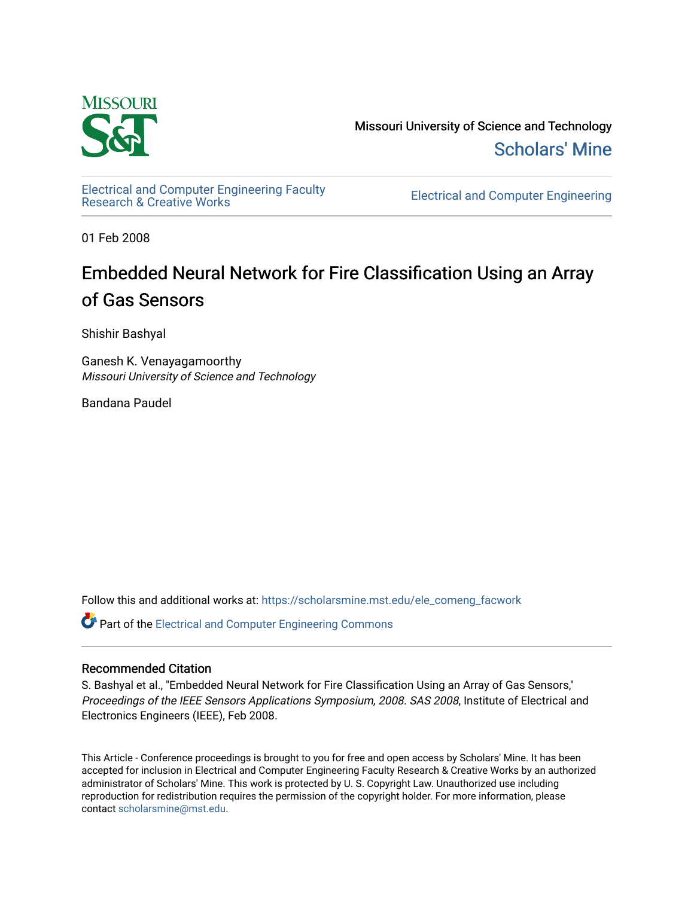Missouri University of Science and Technology

Scholars' Mine

Electrical and Computer Engineering Faculty Research & Creative Works

Electrical and Computer Engineering

01 Feb 2008

# Embedded Neural Network for Fire Classification Using an Array of Gas Sensors

Shishir Bashyal

Ganesh K. Venayagamoorthy
*Missouri University of Science and Technology*

Bandana Paudel

Follow this and additional works at: https://scholarsmine.mst.edu/ele_comeng_facwork

Part of the Electrical and Computer Engineering Commons

## Recommended Citation

S. Bashyal et al., "Embedded Neural Network for Fire Classification Using an Array of Gas Sensors," *Proceedings of the IEEE Sensors Applications Symposium, 2008. SAS 2008*, Institute of Electrical and Electronics Engineers (IEEE), Feb 2008.

This Article - Conference proceedings is brought to you for free and open access by Scholars' Mine. It has been accepted for inclusion in Electrical and Computer Engineering Faculty Research & Creative Works by an authorized administrator of Scholars' Mine. This work is protected by U. S. Copyright Law. Unauthorized use including reproduction for redistribution requires the permission of the copyright holder. For more information, please contact scholarsmine@mst.edu.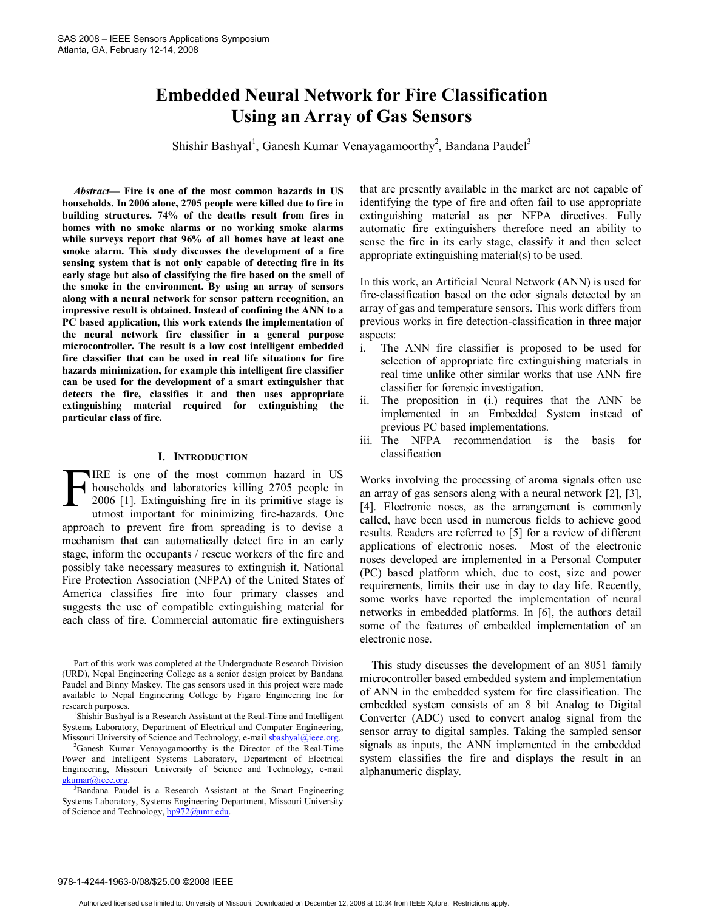# Embedded Neural Network for Fire Classification Using an Array of Gas Sensors

Shishir Bashyal[1], Ganesh Kumar Venayagamoorthy[2], Bandana Paudel[3]

***Abstract*— Fire is one of the most common hazards in US households. In 2006 alone, 2705 people were killed due to fire in building structures. 74% of the deaths result from fires in homes with no smoke alarms or no working smoke alarms while surveys report that 96% of all homes have at least one smoke alarm. This study discusses the development of a fire sensing system that is not only capable of detecting fire in its early stage but also of classifying the fire based on the smell of the smoke in the environment. By using an array of sensors along with a neural network for sensor pattern recognition, an impressive result is obtained. Instead of confining the ANN to a PC based application, this work extends the implementation of the neural network fire classifier in a general purpose microcontroller. The result is a low cost intelligent embedded fire classifier that can be used in real life situations for fire hazards minimization, for example this intelligent fire classifier can be used for the development of a smart extinguisher that detects the fire, classifies it and then uses appropriate extinguishing material required for extinguishing the particular class of fire.**

## I. Introduction

FIRE is one of the most common hazard in US households and laboratories killing 2705 people in 2006 [1]. Extinguishing fire in its primitive stage is utmost important for minimizing fire-hazards. One approach to prevent fire from spreading is to devise a mechanism that can automatically detect fire in an early stage, inform the occupants / rescue workers of the fire and possibly take necessary measures to extinguish it. National Fire Protection Association (NFPA) of the United States of America classifies fire into four primary classes and suggests the use of compatible extinguishing material for each class of fire. Commercial automatic fire extinguishers that are presently available in the market are not capable of identifying the type of fire and often fail to use appropriate extinguishing material as per NFPA directives. Fully automatic fire extinguishers therefore need an ability to sense the fire in its early stage, classify it and then select appropriate extinguishing material(s) to be used.

In this work, an Artificial Neural Network (ANN) is used for fire-classification based on the odor signals detected by an array of gas and temperature sensors. This work differs from previous works in fire detection-classification in three major aspects:

i. The ANN fire classifier is proposed to be used for selection of appropriate fire extinguishing materials in real time unlike other similar works that use ANN fire classifier for forensic investigation.
ii. The proposition in (i.) requires that the ANN be implemented in an Embedded System instead of previous PC based implementations.
iii. The NFPA recommendation is the basis for classification

Works involving the processing of aroma signals often use an array of gas sensors along with a neural network [2], [3], [4]. Electronic noses, as the arrangement is commonly called, have been used in numerous fields to achieve good results. Readers are referred to [5] for a review of different applications of electronic noses. Most of the electronic noses developed are implemented in a Personal Computer (PC) based platform which, due to cost, size and power requirements, limits their use in day to day life. Recently, some works have reported the implementation of neural networks in embedded platforms. In [6], the authors detail some of the features of embedded implementation of an electronic nose.

This study discusses the development of an 8051 family microcontroller based embedded system and implementation of ANN in the embedded system for fire classification. The embedded system consists of an 8 bit Analog to Digital Converter (ADC) used to convert analog signal from the sensor array to digital samples. Taking the sampled sensor signals as inputs, the ANN implemented in the embedded system classifies the fire and displays the result in an alphanumeric display.

Part of this work was completed at the Undergraduate Research Division (URD), Nepal Engineering College as a senior design project by Bandana Paudel and Binny Maskey. The gas sensors used in this project were made available to Nepal Engineering College by Figaro Engineering Inc for research purposes.

[1]Shishir Bashyal is a Research Assistant at the Real-Time and Intelligent Systems Laboratory, Department of Electrical and Computer Engineering, Missouri University of Science and Technology, e-mail sbashyal@ieee.org.

[2]Ganesh Kumar Venayagamoorthy is the Director of the Real-Time Power and Intelligent Systems Laboratory, Department of Electrical Engineering, Missouri University of Science and Technology, e-mail gkumar@ieee.org.

[3]Bandana Paudel is a Research Assistant at the Smart Engineering Systems Laboratory, Systems Engineering Department, Missouri University of Science and Technology, bp972@umr.edu.

978-1-4244-1963-0/08/$25.00 ©2008 IEEE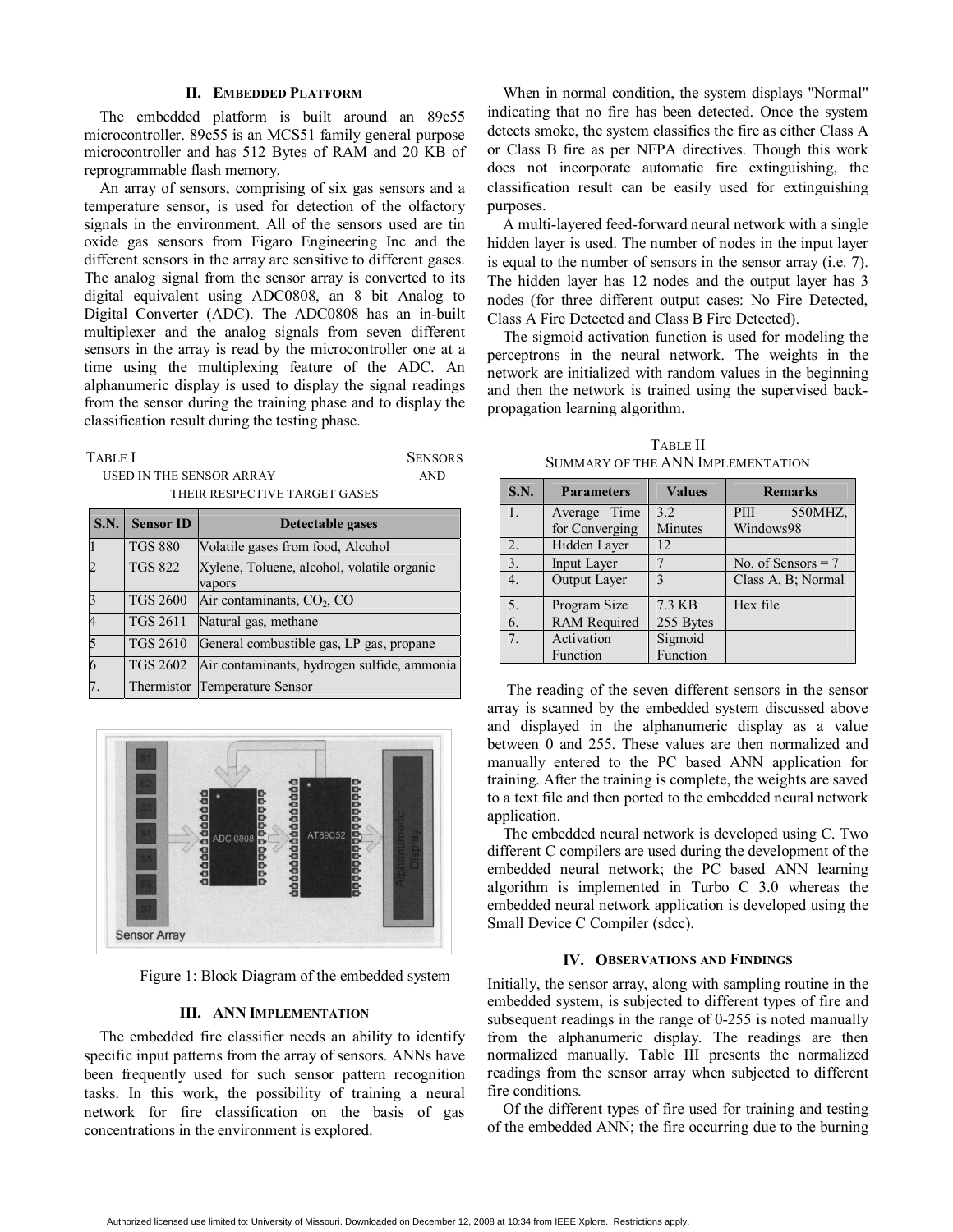## II. Embedded Platform

The embedded platform is built around an 89c55 microcontroller. 89c55 is an MCS51 family general purpose microcontroller and has 512 Bytes of RAM and 20 KB of reprogrammable flash memory.

An array of sensors, comprising of six gas sensors and a temperature sensor, is used for detection of the olfactory signals in the environment. All of the sensors used are tin oxide gas sensors from Figaro Engineering Inc and the different sensors in the array are sensitive to different gases. The analog signal from the sensor array is converted to its digital equivalent using ADC0808, an 8 bit Analog to Digital Converter (ADC). The ADC0808 has an in-built multiplexer and the analog signals from seven different sensors in the array is read by the microcontroller one at a time using the multiplexing feature of the ADC. An alphanumeric display is used to display the signal readings from the sensor during the training phase and to display the classification result during the testing phase.

TABLE I
SENSORS USED IN THE SENSOR ARRAY AND THEIR RESPECTIVE TARGET GASES

| S.N. | Sensor ID | Detectable gases |
|---|---|---|
| 1 | TGS 880 | Volatile gases from food, Alcohol |
| 2 | TGS 822 | Xylene, Toluene, alcohol, volatile organic vapors |
| 3 | TGS 2600 | Air contaminants, $CO_2$, CO |
| 4 | TGS 2611 | Natural gas, methane |
| 5 | TGS 2610 | General combustible gas, LP gas, propane |
| 6 | TGS 2602 | Air contaminants, hydrogen sulfide, ammonia |
| 7. | Thermistor | Temperature Sensor |

Figure 1: Block Diagram of the embedded system

## III. ANN Implementation

The embedded fire classifier needs an ability to identify specific input patterns from the array of sensors. ANNs have been frequently used for such sensor pattern recognition tasks. In this work, the possibility of training a neural network for fire classification on the basis of gas concentrations in the environment is explored.

When in normal condition, the system displays "Normal" indicating that no fire has been detected. Once the system detects smoke, the system classifies the fire as either Class A or Class B fire as per NFPA directives. Though this work does not incorporate automatic fire extinguishing, the classification result can be easily used for extinguishing purposes.

A multi-layered feed-forward neural network with a single hidden layer is used. The number of nodes in the input layer is equal to the number of sensors in the sensor array (i.e. 7). The hidden layer has 12 nodes and the output layer has 3 nodes (for three different output cases: No Fire Detected, Class A Fire Detected and Class B Fire Detected).

The sigmoid activation function is used for modeling the perceptrons in the neural network. The weights in the network are initialized with random values in the beginning and then the network is trained using the supervised back-propagation learning algorithm.

TABLE II
SUMMARY OF THE ANN IMPLEMENTATION

| S.N. | Parameters | Values | Remarks |
|---|---|---|---|
| 1. | Average Time for Converging | 3.2 Minutes | PIII 550MHZ, Windows98 |
| 2. | Hidden Layer | 12 | |
| 3. | Input Layer | 7 | No. of Sensors = 7 |
| 4. | Output Layer | 3 | Class A, B; Normal |
| 5. | Program Size | 7.3 KB | Hex file |
| 6. | RAM Required | 255 Bytes | |
| 7. | Activation Function | Sigmoid Function | |

The reading of the seven different sensors in the sensor array is scanned by the embedded system discussed above and displayed in the alphanumeric display as a value between 0 and 255. These values are then normalized and manually entered to the PC based ANN application for training. After the training is complete, the weights are saved to a text file and then ported to the embedded neural network application.

The embedded neural network is developed using C. Two different C compilers are used during the development of the embedded neural network; the PC based ANN learning algorithm is implemented in Turbo C 3.0 whereas the embedded neural network application is developed using the Small Device C Compiler (sdcc).

## IV. Observations and Findings

Initially, the sensor array, along with sampling routine in the embedded system, is subjected to different types of fire and subsequent readings in the range of 0-255 is noted manually from the alphanumeric display. The readings are then normalized manually. Table III presents the normalized readings from the sensor array when subjected to different fire conditions.

Of the different types of fire used for training and testing of the embedded ANN; the fire occurring due to the burning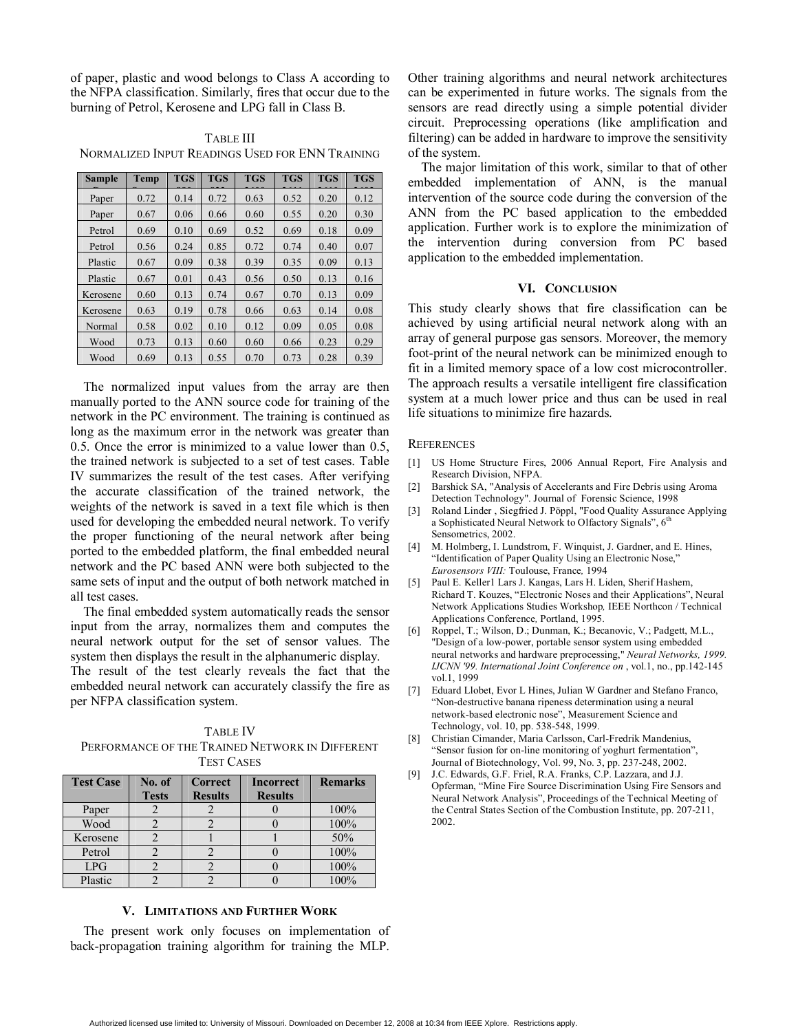of paper, plastic and wood belongs to Class A according to the NFPA classification. Similarly, fires that occur due to the burning of Petrol, Kerosene and LPG fall in Class B.

TABLE III
NORMALIZED INPUT READINGS USED FOR ENN TRAINING

| Sample | Temp | TGS | TGS | TGS | TGS | TGS | TGS |
|---|---|---|---|---|---|---|---|
| Paper | 0.72 | 0.14 | 0.72 | 0.63 | 0.52 | 0.20 | 0.12 |
| Paper | 0.67 | 0.06 | 0.66 | 0.60 | 0.55 | 0.20 | 0.30 |
| Petrol | 0.69 | 0.10 | 0.69 | 0.52 | 0.69 | 0.18 | 0.09 |
| Petrol | 0.56 | 0.24 | 0.85 | 0.72 | 0.74 | 0.40 | 0.07 |
| Plastic | 0.67 | 0.09 | 0.38 | 0.39 | 0.35 | 0.09 | 0.13 |
| Plastic | 0.67 | 0.01 | 0.43 | 0.56 | 0.50 | 0.13 | 0.16 |
| Kerosene | 0.60 | 0.13 | 0.74 | 0.67 | 0.70 | 0.13 | 0.09 |
| Kerosene | 0.63 | 0.19 | 0.78 | 0.66 | 0.63 | 0.14 | 0.08 |
| Normal | 0.58 | 0.02 | 0.10 | 0.12 | 0.09 | 0.05 | 0.08 |
| Wood | 0.73 | 0.13 | 0.60 | 0.60 | 0.66 | 0.23 | 0.29 |
| Wood | 0.69 | 0.13 | 0.55 | 0.70 | 0.73 | 0.28 | 0.39 |

The normalized input values from the array are then manually ported to the ANN source code for training of the network in the PC environment. The training is continued as long as the maximum error in the network was greater than 0.5. Once the error is minimized to a value lower than 0.5, the trained network is subjected to a set of test cases. Table IV summarizes the result of the test cases. After verifying the accurate classification of the trained network, the weights of the network is saved in a text file which is then used for developing the embedded neural network. To verify the proper functioning of the neural network after being ported to the embedded platform, the final embedded neural network and the PC based ANN were both subjected to the same sets of input and the output of both network matched in all test cases.

The final embedded system automatically reads the sensor input from the array, normalizes them and computes the neural network output for the set of sensor values. The system then displays the result in the alphanumeric display. The result of the test clearly reveals the fact that the embedded neural network can accurately classify the fire as per NFPA classification system.

TABLE IV
PERFORMANCE OF THE TRAINED NETWORK IN DIFFERENT TEST CASES

| Test Case | No. of Tests | Correct Results | Incorrect Results | Remarks |
|---|---|---|---|---|
| Paper | 2 | 2 | 0 | 100% |
| Wood | 2 | 2 | 0 | 100% |
| Kerosene | 2 | 1 | 1 | 50% |
| Petrol | 2 | 2 | 0 | 100% |
| LPG | 2 | 2 | 0 | 100% |
| Plastic | 2 | 2 | 0 | 100% |

## V. LIMITATIONS AND FURTHER WORK

The present work only focuses on implementation of back-propagation training algorithm for training the MLP. Other training algorithms and neural network architectures can be experimented in future works. The signals from the sensors are read directly using a simple potential divider circuit. Preprocessing operations (like amplification and filtering) can be added in hardware to improve the sensitivity of the system.

The major limitation of this work, similar to that of other embedded implementation of ANN, is the manual intervention of the source code during the conversion of the ANN from the PC based application to the embedded application. Further work is to explore the minimization of the intervention during conversion from PC based application to the embedded implementation.

## VI. CONCLUSION

This study clearly shows that fire classification can be achieved by using artificial neural network along with an array of general purpose gas sensors. Moreover, the memory foot-print of the neural network can be minimized enough to fit in a limited memory space of a low cost microcontroller. The approach results a versatile intelligent fire classification system at a much lower price and thus can be used in real life situations to minimize fire hazards.

## REFERENCES

[1] US Home Structure Fires, 2006 Annual Report, Fire Analysis and Research Division, NFPA.

[2] Barshick SA, "Analysis of Accelerants and Fire Debris using Aroma Detection Technology". Journal of Forensic Science, 1998

[3] Roland Linder , Siegfried J. Pöppl, "Food Quality Assurance Applying a Sophisticated Neural Network to Olfactory Signals", 6th Sensometrics, 2002.

[4] M. Holmberg, I. Lundstrom, F. Winquist, J. Gardner, and E. Hines, "Identification of Paper Quality Using an Electronic Nose," *Eurosensors VIII:* Toulouse, France*,* 1994

[5] Paul E. Keller1 Lars J. Kangas, Lars H. Liden, Sherif Hashem, Richard T. Kouzes, "Electronic Noses and their Applications", Neural Network Applications Studies Workshop*,* IEEE Northcon / Technical Applications Conference*,* Portland, 1995.

[6] Roppel, T.; Wilson, D.; Dunman, K.; Becanovic, V.; Padgett, M.L., "Design of a low-power, portable sensor system using embedded neural networks and hardware preprocessing," *Neural Networks, 1999. IJCNN '99. International Joint Conference on* , vol.1, no., pp.142-145 vol.1, 1999

[7] Eduard Llobet, Evor L Hines, Julian W Gardner and Stefano Franco, "Non-destructive banana ripeness determination using a neural network-based electronic nose", Measurement Science and Technology, vol. 10, pp. 538-548, 1999.

[8] Christian Cimander, Maria Carlsson, Carl-Fredrik Mandenius, "Sensor fusion for on-line monitoring of yoghurt fermentation", Journal of Biotechnology, Vol. 99, No. 3, pp. 237-248, 2002.

[9] J.C. Edwards, G.F. Friel, R.A. Franks, C.P. Lazzara, and J.J. Opferman, "Mine Fire Source Discrimination Using Fire Sensors and Neural Network Analysis", Proceedings of the Technical Meeting of the Central States Section of the Combustion Institute, pp. 207-211, 2002.